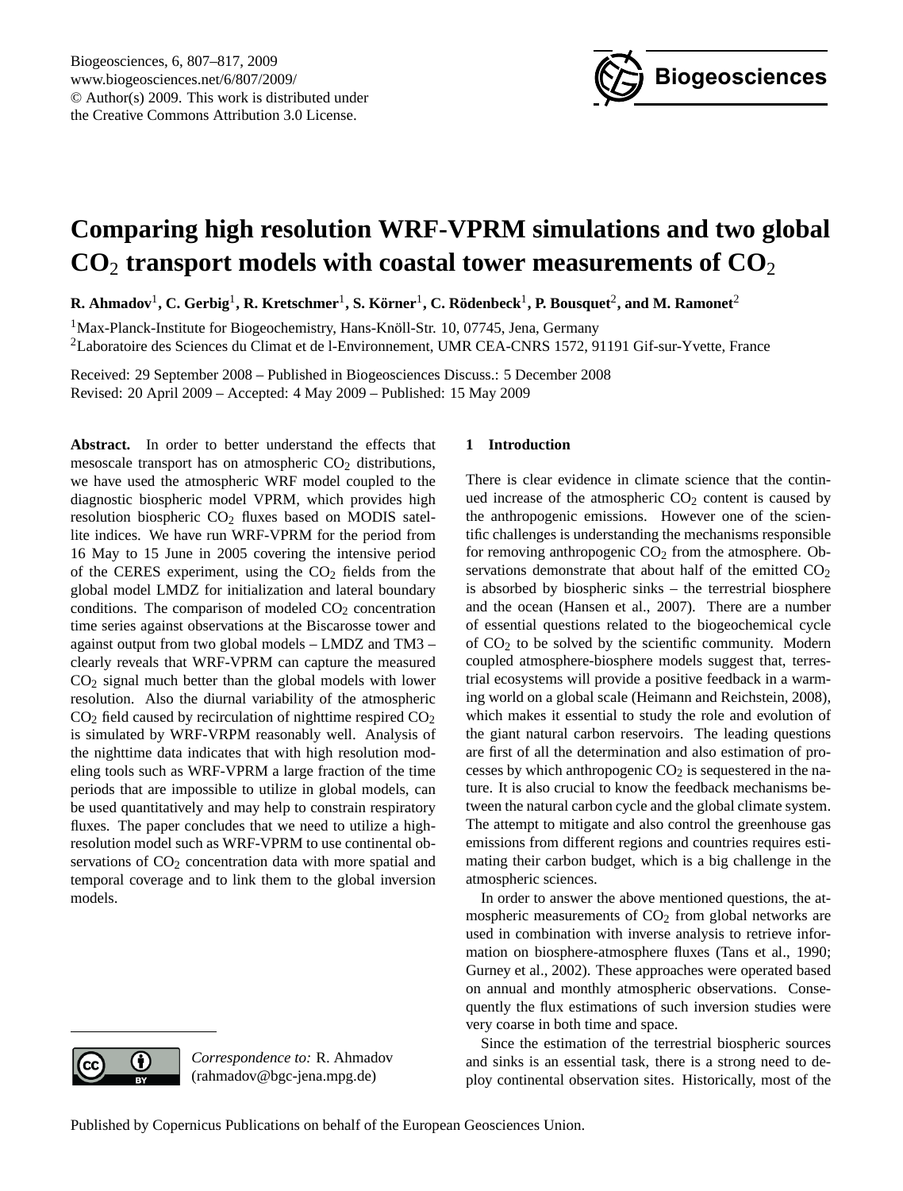# Comparing high resolution WRF-VPRM simulations and two global $CO_2$ transport models with coastal tower measurements of $CO_2$

**R. Ahmadov[1], C. Gerbig[1], R. Kretschmer[1], S. Körner[1], C. Rödenbeck[1], P. Bousquet[2], and M. Ramonet[2]**

[1]Max-Planck-Institute for Biogeochemistry, Hans-Knöll-Str. 10, 07745, Jena, Germany

[2]Laboratoire des Sciences du Climat et de l-Environnement, UMR CEA-CNRS 1572, 91191 Gif-sur-Yvette, France

Received: 29 September 2008 – Published in Biogeosciences Discuss.: 5 December 2008
Revised: 20 April 2009 – Accepted: 4 May 2009 – Published: 15 May 2009

**Abstract.** In order to better understand the effects that mesoscale transport has on atmospheric $CO_2$ distributions, we have used the atmospheric WRF model coupled to the diagnostic biospheric model VPRM, which provides high resolution biospheric $CO_2$ fluxes based on MODIS satellite indices. We have run WRF-VPRM for the period from 16 May to 15 June in 2005 covering the intensive period of the CERES experiment, using the $CO_2$ fields from the global model LMDZ for initialization and lateral boundary conditions. The comparison of modeled $CO_2$ concentration time series against observations at the Biscarosse tower and against output from two global models – LMDZ and TM3 – clearly reveals that WRF-VPRM can capture the measured $CO_2$ signal much better than the global models with lower resolution. Also the diurnal variability of the atmospheric $CO_2$ field caused by recirculation of nighttime respired $CO_2$ is simulated by WRF-VRPM reasonably well. Analysis of the nighttime data indicates that with high resolution modeling tools such as WRF-VPRM a large fraction of the time periods that are impossible to utilize in global models, can be used quantitatively and may help to constrain respiratory fluxes. The paper concludes that we need to utilize a high-resolution model such as WRF-VPRM to use continental observations of $CO_2$ concentration data with more spatial and temporal coverage and to link them to the global inversion models.

*Correspondence to:* R. Ahmadov (rahmadov@bgc-jena.mpg.de)

## 1 Introduction

There is clear evidence in climate science that the continued increase of the atmospheric $CO_2$ content is caused by the anthropogenic emissions. However one of the scientific challenges is understanding the mechanisms responsible for removing anthropogenic $CO_2$ from the atmosphere. Observations demonstrate that about half of the emitted $CO_2$ is absorbed by biospheric sinks – the terrestrial biosphere and the ocean (Hansen et al., 2007). There are a number of essential questions related to the biogeochemical cycle of $CO_2$ to be solved by the scientific community. Modern coupled atmosphere-biosphere models suggest that, terrestrial ecosystems will provide a positive feedback in a warming world on a global scale (Heimann and Reichstein, 2008), which makes it essential to study the role and evolution of the giant natural carbon reservoirs. The leading questions are first of all the determination and also estimation of processes by which anthropogenic $CO_2$ is sequestered in the nature. It is also crucial to know the feedback mechanisms between the natural carbon cycle and the global climate system. The attempt to mitigate and also control the greenhouse gas emissions from different regions and countries requires estimating their carbon budget, which is a big challenge in the atmospheric sciences.

In order to answer the above mentioned questions, the atmospheric measurements of $CO_2$ from global networks are used in combination with inverse analysis to retrieve information on biosphere-atmosphere fluxes (Tans et al., 1990; Gurney et al., 2002). These approaches were operated based on annual and monthly atmospheric observations. Consequently the flux estimations of such inversion studies were very coarse in both time and space.

Since the estimation of the terrestrial biospheric sources and sinks is an essential task, there is a strong need to deploy continental observation sites. Historically, most of the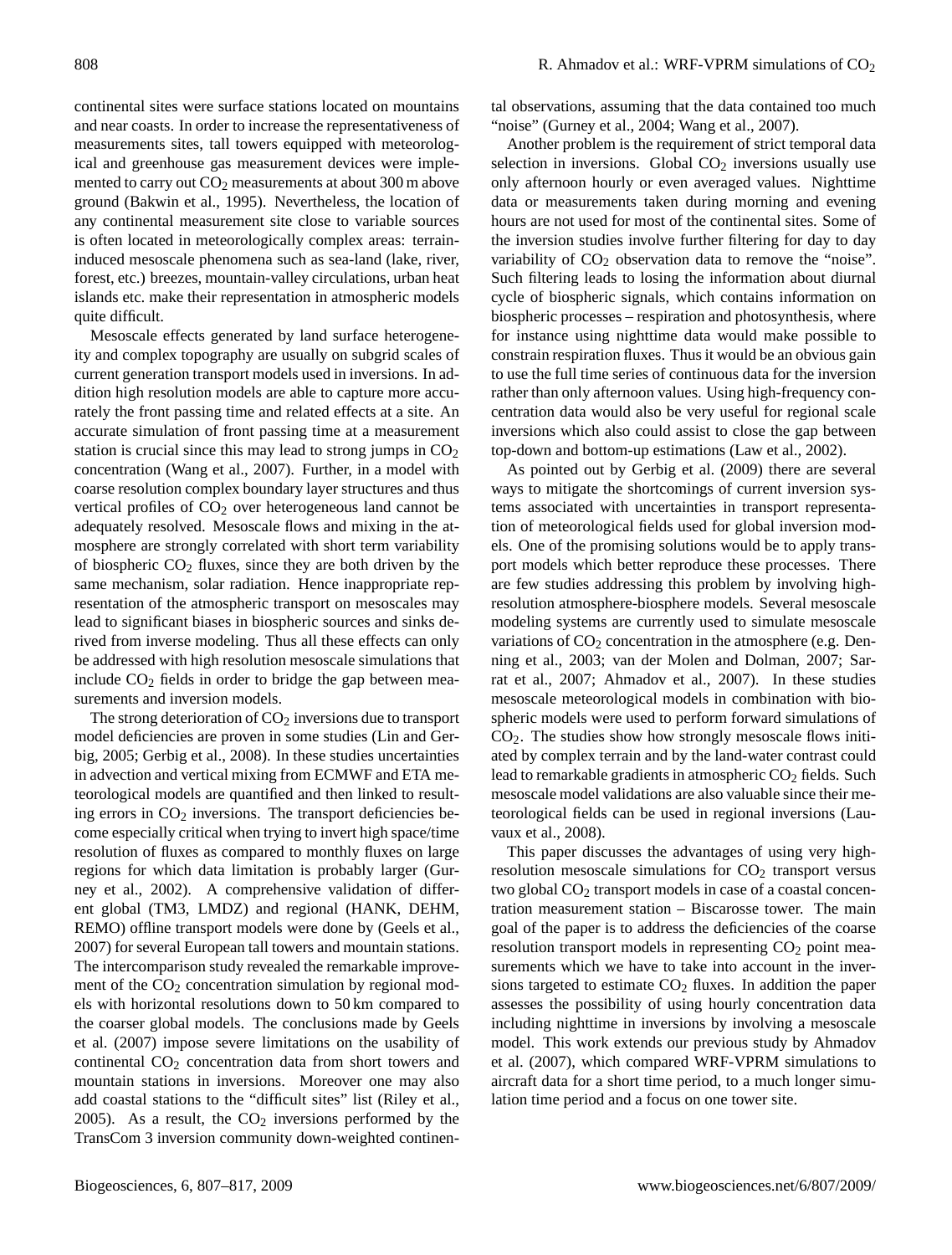continental sites were surface stations located on mountains and near coasts. In order to increase the representativeness of measurements sites, tall towers equipped with meteorological and greenhouse gas measurement devices were implemented to carry out $CO_2$ measurements at about 300 m above ground (Bakwin et al., 1995). Nevertheless, the location of any continental measurement site close to variable sources is often located in meteorologically complex areas: terrain-induced mesoscale phenomena such as sea-land (lake, river, forest, etc.) breezes, mountain-valley circulations, urban heat islands etc. make their representation in atmospheric models quite difficult.

Mesoscale effects generated by land surface heterogeneity and complex topography are usually on subgrid scales of current generation transport models used in inversions. In addition high resolution models are able to capture more accurately the front passing time and related effects at a site. An accurate simulation of front passing time at a measurement station is crucial since this may lead to strong jumps in $CO_2$ concentration (Wang et al., 2007). Further, in a model with coarse resolution complex boundary layer structures and thus vertical profiles of $CO_2$ over heterogeneous land cannot be adequately resolved. Mesoscale flows and mixing in the atmosphere are strongly correlated with short term variability of biospheric $CO_2$ fluxes, since they are both driven by the same mechanism, solar radiation. Hence inappropriate representation of the atmospheric transport on mesoscales may lead to significant biases in biospheric sources and sinks derived from inverse modeling. Thus all these effects can only be addressed with high resolution mesoscale simulations that include $CO_2$ fields in order to bridge the gap between measurements and inversion models.

The strong deterioration of $CO_2$ inversions due to transport model deficiencies are proven in some studies (Lin and Gerbig, 2005; Gerbig et al., 2008). In these studies uncertainties in advection and vertical mixing from ECMWF and ETA meteorological models are quantified and then linked to resulting errors in $CO_2$ inversions. The transport deficiencies become especially critical when trying to invert high space/time resolution of fluxes as compared to monthly fluxes on large regions for which data limitation is probably larger (Gurney et al., 2002). A comprehensive validation of different global (TM3, LMDZ) and regional (HANK, DEHM, REMO) offline transport models were done by (Geels et al., 2007) for several European tall towers and mountain stations. The intercomparison study revealed the remarkable improvement of the $CO_2$ concentration simulation by regional models with horizontal resolutions down to 50 km compared to the coarser global models. The conclusions made by Geels et al. (2007) impose severe limitations on the usability of continental $CO_2$ concentration data from short towers and mountain stations in inversions. Moreover one may also add coastal stations to the "difficult sites" list (Riley et al., 2005). As a result, the $CO_2$ inversions performed by the TransCom 3 inversion community down-weighted continental observations, assuming that the data contained too much "noise" (Gurney et al., 2004; Wang et al., 2007).

Another problem is the requirement of strict temporal data selection in inversions. Global $CO_2$ inversions usually use only afternoon hourly or even averaged values. Nighttime data or measurements taken during morning and evening hours are not used for most of the continental sites. Some of the inversion studies involve further filtering for day to day variability of $CO_2$ observation data to remove the "noise". Such filtering leads to losing the information about diurnal cycle of biospheric signals, which contains information on biospheric processes – respiration and photosynthesis, where for instance using nighttime data would make possible to constrain respiration fluxes. Thus it would be an obvious gain to use the full time series of continuous data for the inversion rather than only afternoon values. Using high-frequency concentration data would also be very useful for regional scale inversions which also could assist to close the gap between top-down and bottom-up estimations (Law et al., 2002).

As pointed out by Gerbig et al. (2009) there are several ways to mitigate the shortcomings of current inversion systems associated with uncertainties in transport representation of meteorological fields used for global inversion models. One of the promising solutions would be to apply transport models which better reproduce these processes. There are few studies addressing this problem by involving high-resolution atmosphere-biosphere models. Several mesoscale modeling systems are currently used to simulate mesoscale variations of $CO_2$ concentration in the atmosphere (e.g. Denning et al., 2003; van der Molen and Dolman, 2007; Sarrat et al., 2007; Ahmadov et al., 2007). In these studies mesoscale meteorological models in combination with biospheric models were used to perform forward simulations of $CO_2$. The studies show how strongly mesoscale flows initiated by complex terrain and by the land-water contrast could lead to remarkable gradients in atmospheric $CO_2$ fields. Such mesoscale model validations are also valuable since their meteorological fields can be used in regional inversions (Lauvaux et al., 2008).

This paper discusses the advantages of using very high-resolution mesoscale simulations for $CO_2$ transport versus two global $CO_2$ transport models in case of a coastal concentration measurement station – Biscarosse tower. The main goal of the paper is to address the deficiencies of the coarse resolution transport models in representing $CO_2$ point measurements which we have to take into account in the inversions targeted to estimate $CO_2$ fluxes. In addition the paper assesses the possibility of using hourly concentration data including nighttime in inversions by involving a mesoscale model. This work extends our previous study by Ahmadov et al. (2007), which compared WRF-VPRM simulations to aircraft data for a short time period, to a much longer simulation time period and a focus on one tower site.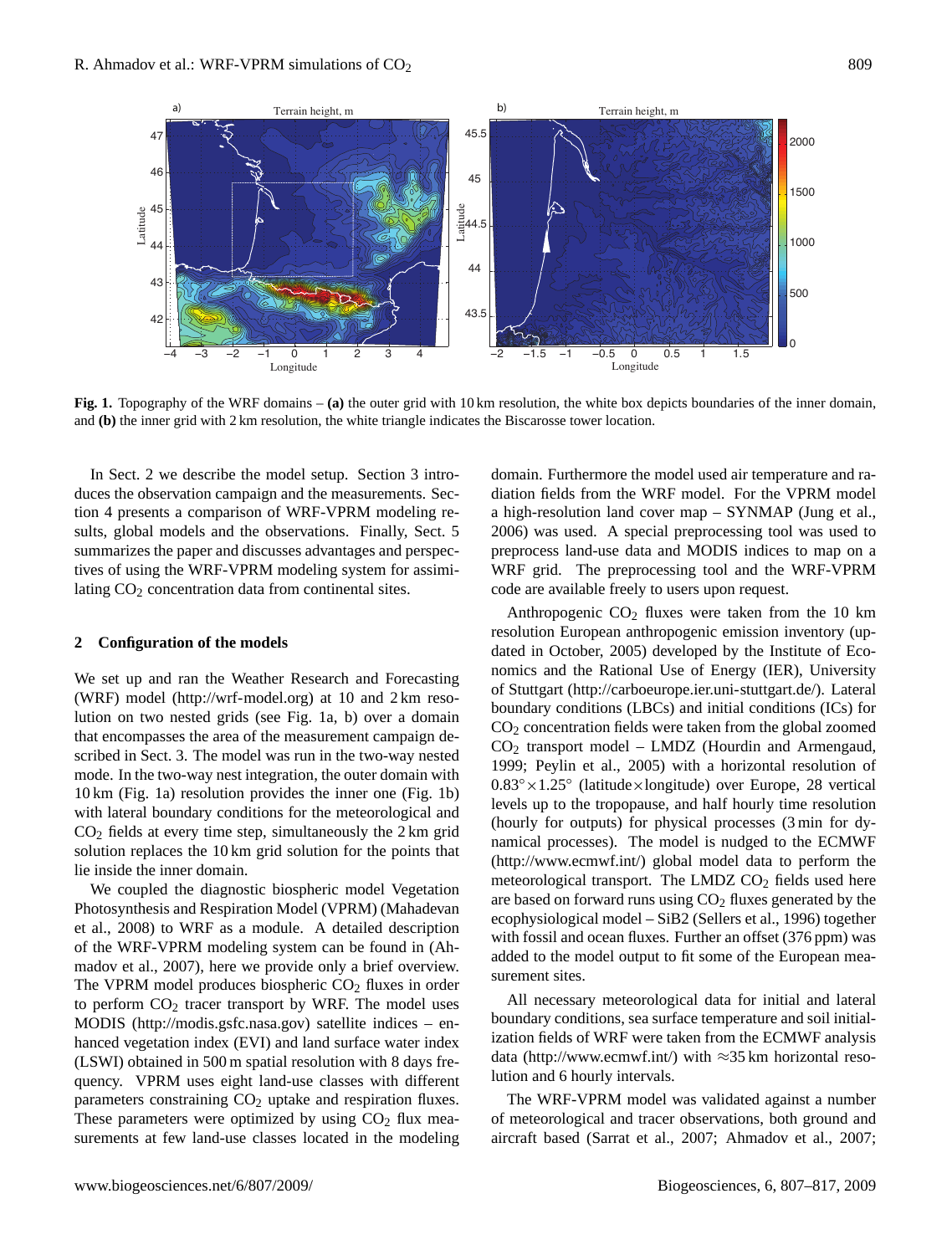**Fig. 1.** Topography of the WRF domains – **(a)** the outer grid with 10 km resolution, the white box depicts boundaries of the inner domain, and **(b)** the inner grid with 2 km resolution, the white triangle indicates the Biscarosse tower location.

In Sect. 2 we describe the model setup. Section 3 introduces the observation campaign and the measurements. Section 4 presents a comparison of WRF-VPRM modeling results, global models and the observations. Finally, Sect. 5 summarizes the paper and discusses advantages and perspectives of using the WRF-VPRM modeling system for assimilating $CO_2$ concentration data from continental sites.

## 2 Configuration of the models

We set up and ran the Weather Research and Forecasting (WRF) model (http://wrf-model.org) at 10 and 2 km resolution on two nested grids (see Fig. 1a, b) over a domain that encompasses the area of the measurement campaign described in Sect. 3. The model was run in the two-way nested mode. In the two-way nest integration, the outer domain with 10 km (Fig. 1a) resolution provides the inner one (Fig. 1b) with lateral boundary conditions for the meteorological and $CO_2$ fields at every time step, simultaneously the 2 km grid solution replaces the 10 km grid solution for the points that lie inside the inner domain.

We coupled the diagnostic biospheric model Vegetation Photosynthesis and Respiration Model (VPRM) (Mahadevan et al., 2008) to WRF as a module. A detailed description of the WRF-VPRM modeling system can be found in (Ahmadov et al., 2007), here we provide only a brief overview. The VPRM model produces biospheric $CO_2$ fluxes in order to perform $CO_2$ tracer transport by WRF. The model uses MODIS (http://modis.gsfc.nasa.gov) satellite indices – enhanced vegetation index (EVI) and land surface water index (LSWI) obtained in 500 m spatial resolution with 8 days frequency. VPRM uses eight land-use classes with different parameters constraining $CO_2$ uptake and respiration fluxes. These parameters were optimized by using $CO_2$ flux measurements at few land-use classes located in the modeling domain. Furthermore the model used air temperature and radiation fields from the WRF model. For the VPRM model a high-resolution land cover map – SYNMAP (Jung et al., 2006) was used. A special preprocessing tool was used to preprocess land-use data and MODIS indices to map on a WRF grid. The preprocessing tool and the WRF-VPRM code are available freely to users upon request.

Anthropogenic $CO_2$ fluxes were taken from the 10 km resolution European anthropogenic emission inventory (updated in October, 2005) developed by the Institute of Economics and the Rational Use of Energy (IER), University of Stuttgart (http://carboeurope.ier.uni-stuttgart.de/). Lateral boundary conditions (LBCs) and initial conditions (ICs) for $CO_2$ concentration fields were taken from the global zoomed $CO_2$ transport model – LMDZ (Hourdin and Armengaud, 1999; Peylin et al., 2005) with a horizontal resolution of $0.83^{\circ}\times1.25^{\circ}$ (latitude$\times$longitude) over Europe, 28 vertical levels up to the tropopause, and half hourly time resolution (hourly for outputs) for physical processes (3 min for dynamical processes). The model is nudged to the ECMWF (http://www.ecmwf.int/) global model data to perform the meteorological transport. The LMDZ $CO_2$ fields used here are based on forward runs using $CO_2$ fluxes generated by the ecophysiological model – SiB2 (Sellers et al., 1996) together with fossil and ocean fluxes. Further an offset (376 ppm) was added to the model output to fit some of the European measurement sites.

All necessary meteorological data for initial and lateral boundary conditions, sea surface temperature and soil initialization fields of WRF were taken from the ECMWF analysis data (http://www.ecmwf.int/) with $\approx$35 km horizontal resolution and 6 hourly intervals.

The WRF-VPRM model was validated against a number of meteorological and tracer observations, both ground and aircraft based (Sarrat et al., 2007; Ahmadov et al., 2007;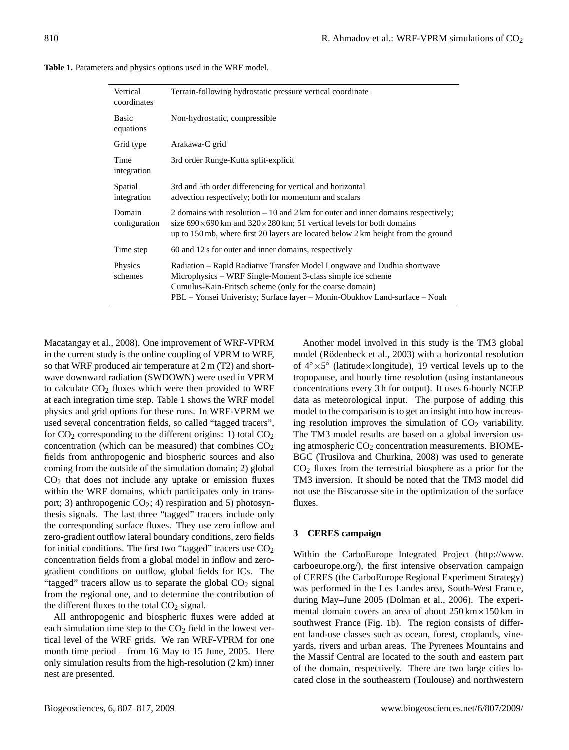**Table 1.** Parameters and physics options used in the WRF model.

| | |
|---|---|
| Vertical coordinates | Terrain-following hydrostatic pressure vertical coordinate |
| Basic equations | Non-hydrostatic, compressible |
| Grid type | Arakawa-C grid |
| Time integration | 3rd order Runge-Kutta split-explicit |
| Spatial integration | 3rd and 5th order differencing for vertical and horizontal advection respectively; both for momentum and scalars |
| Domain configuration | 2 domains with resolution – 10 and 2 km for outer and inner domains respectively; size 690×690 km and 320×280 km; 51 vertical levels for both domains up to 150 mb, where first 20 layers are located below 2 km height from the ground |
| Time step | 60 and 12 s for outer and inner domains, respectively |
| Physics schemes | Radiation – Rapid Radiative Transfer Model Longwave and Dudhia shortwave<br>Microphysics – WRF Single-Moment 3-class simple ice scheme<br>Cumulus-Kain-Fritsch scheme (only for the coarse domain)<br>PBL – Yonsei Univeristy; Surface layer – Monin-Obukhov Land-surface – Noah |

Macatangay et al., 2008). One improvement of WRF-VPRM in the current study is the online coupling of VPRM to WRF, so that WRF produced air temperature at 2 m (T2) and shortwave downward radiation (SWDOWN) were used in VPRM to calculate $CO_2$ fluxes which were then provided to WRF at each integration time step. Table 1 shows the WRF model physics and grid options for these runs. In WRF-VPRM we used several concentration fields, so called "tagged tracers", for $CO_2$ corresponding to the different origins: 1) total $CO_2$ concentration (which can be measured) that combines $CO_2$ fields from anthropogenic and biospheric sources and also coming from the outside of the simulation domain; 2) global $CO_2$ that does not include any uptake or emission fluxes within the WRF domains, which participates only in transport; 3) anthropogenic $CO_2$; 4) respiration and 5) photosynthesis signals. The last three "tagged" tracers include only the corresponding surface fluxes. They use zero inflow and zero-gradient outflow lateral boundary conditions, zero fields for initial conditions. The first two "tagged" tracers use $CO_2$ concentration fields from a global model in inflow and zero-gradient conditions on outflow, global fields for ICs. The "tagged" tracers allow us to separate the global $CO_2$ signal from the regional one, and to determine the contribution of the different fluxes to the total $CO_2$ signal.

All anthropogenic and biospheric fluxes were added at each simulation time step to the $CO_2$ field in the lowest vertical level of the WRF grids. We ran WRF-VPRM for one month time period – from 16 May to 15 June, 2005. Here only simulation results from the high-resolution (2 km) inner nest are presented.

Another model involved in this study is the TM3 global model (Rödenbeck et al., 2003) with a horizontal resolution of $4^\circ\times5^\circ$ (latitude×longitude), 19 vertical levels up to the tropopause, and hourly time resolution (using instantaneous concentrations every 3 h for output). It uses 6-hourly NCEP data as meteorological input. The purpose of adding this model to the comparison is to get an insight into how increasing resolution improves the simulation of $CO_2$ variability. The TM3 model results are based on a global inversion using atmospheric $CO_2$ concentration measurements. BIOME-BGC (Trusilova and Churkina, 2008) was used to generate $CO_2$ fluxes from the terrestrial biosphere as a prior for the TM3 inversion. It should be noted that the TM3 model did not use the Biscarosse site in the optimization of the surface fluxes.

## 3 CERES campaign

Within the CarboEurope Integrated Project (http://www.carboeurope.org/), the first intensive observation campaign of CERES (the CarboEurope Regional Experiment Strategy) was performed in the Les Landes area, South-West France, during May–June 2005 (Dolman et al., 2006). The experimental domain covers an area of about 250 km×150 km in southwest France (Fig. 1b). The region consists of different land-use classes such as ocean, forest, croplands, vineyards, rivers and urban areas. The Pyrenees Mountains and the Massif Central are located to the south and eastern part of the domain, respectively. There are two large cities located close in the southeastern (Toulouse) and northwestern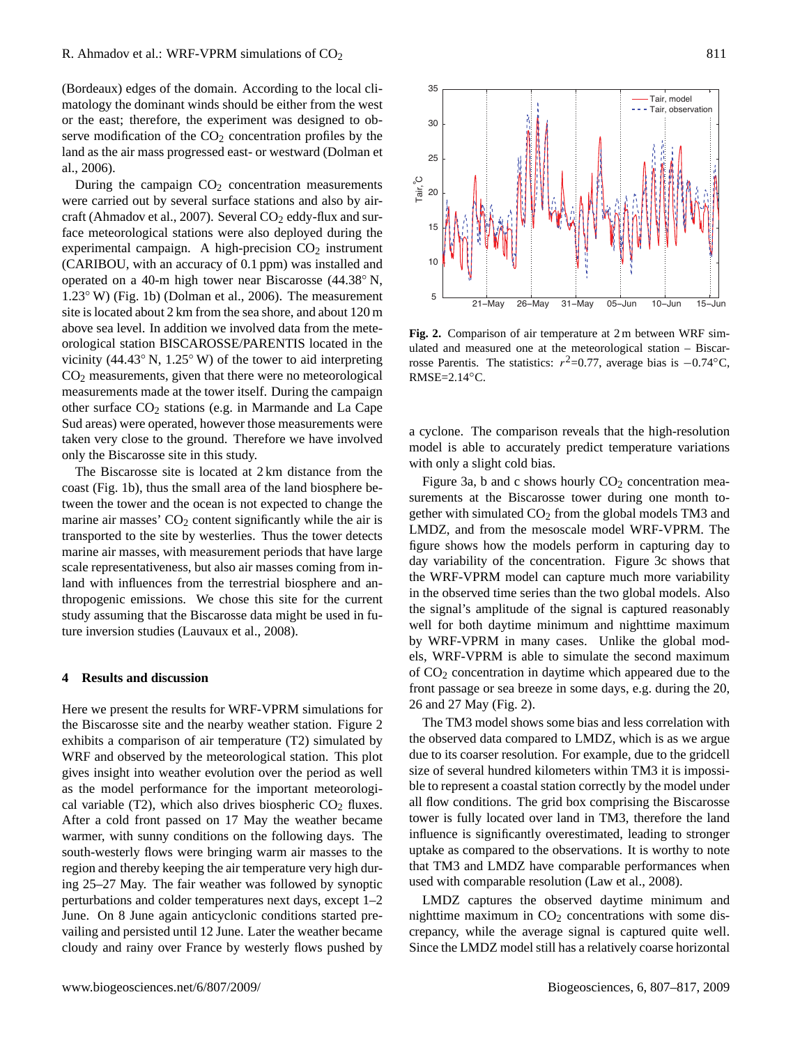(Bordeaux) edges of the domain. According to the local climatology the dominant winds should be either from the west or the east; therefore, the experiment was designed to observe modification of the $CO_2$ concentration profiles by the land as the air mass progressed east- or westward (Dolman et al., 2006).

During the campaign $CO_2$ concentration measurements were carried out by several surface stations and also by aircraft (Ahmadov et al., 2007). Several $CO_2$ eddy-flux and surface meteorological stations were also deployed during the experimental campaign. A high-precision $CO_2$ instrument (CARIBOU, with an accuracy of 0.1 ppm) was installed and operated on a 40-m high tower near Biscarosse (44.38° N, 1.23° W) (Fig. 1b) (Dolman et al., 2006). The measurement site is located about 2 km from the sea shore, and about 120 m above sea level. In addition we involved data from the meteorological station BISCAROSSE/PARENTIS located in the vicinity (44.43° N, 1.25° W) of the tower to aid interpreting $CO_2$ measurements, given that there were no meteorological measurements made at the tower itself. During the campaign other surface $CO_2$ stations (e.g. in Marmande and La Cape Sud areas) were operated, however those measurements were taken very close to the ground. Therefore we have involved only the Biscarosse site in this study.

The Biscarosse site is located at 2 km distance from the coast (Fig. 1b), thus the small area of the land biosphere between the tower and the ocean is not expected to change the marine air masses' $CO_2$ content significantly while the air is transported to the site by westerlies. Thus the tower detects marine air masses, with measurement periods that have large scale representativeness, but also air masses coming from inland with influences from the terrestrial biosphere and anthropogenic emissions. We chose this site for the current study assuming that the Biscarosse data might be used in future inversion studies (Lauvaux et al., 2008).

## 4 Results and discussion

Here we present the results for WRF-VPRM simulations for the Biscarosse site and the nearby weather station. Figure 2 exhibits a comparison of air temperature (T2) simulated by WRF and observed by the meteorological station. This plot gives insight into weather evolution over the period as well as the model performance for the important meteorological variable (T2), which also drives biospheric $CO_2$ fluxes. After a cold front passed on 17 May the weather became warmer, with sunny conditions on the following days. The south-westerly flows were bringing warm air masses to the region and thereby keeping the air temperature very high during 25–27 May. The fair weather was followed by synoptic perturbations and colder temperatures next days, except 1–2 June. On 8 June again anticyclonic conditions started prevailing and persisted until 12 June. Later the weather became cloudy and rainy over France by westerly flows pushed by a cyclone. The comparison reveals that the high-resolution model is able to accurately predict temperature variations with only a slight cold bias.

**Fig. 2.** Comparison of air temperature at 2 m between WRF simulated and measured one at the meteorological station – Biscarrosse Parentis. The statistics: $r^2$=0.77, average bias is −0.74°C, RMSE=2.14°C.

Figure 3a, b and c shows hourly $CO_2$ concentration measurements at the Biscarosse tower during one month together with simulated $CO_2$ from the global models TM3 and LMDZ, and from the mesoscale model WRF-VPRM. The figure shows how the models perform in capturing day to day variability of the concentration. Figure 3c shows that the WRF-VPRM model can capture much more variability in the observed time series than the two global models. Also the signal's amplitude of the signal is captured reasonably well for both daytime minimum and nighttime maximum by WRF-VPRM in many cases. Unlike the global models, WRF-VPRM is able to simulate the second maximum of $CO_2$ concentration in daytime which appeared due to the front passage or sea breeze in some days, e.g. during the 20, 26 and 27 May (Fig. 2).

The TM3 model shows some bias and less correlation with the observed data compared to LMDZ, which is as we argue due to its coarser resolution. For example, due to the gridcell size of several hundred kilometers within TM3 it is impossible to represent a coastal station correctly by the model under all flow conditions. The grid box comprising the Biscarosse tower is fully located over land in TM3, therefore the land influence is significantly overestimated, leading to stronger uptake as compared to the observations. It is worthy to note that TM3 and LMDZ have comparable performances when used with comparable resolution (Law et al., 2008).

LMDZ captures the observed daytime minimum and nighttime maximum in $CO_2$ concentrations with some discrepancy, while the average signal is captured quite well. Since the LMDZ model still has a relatively coarse horizontal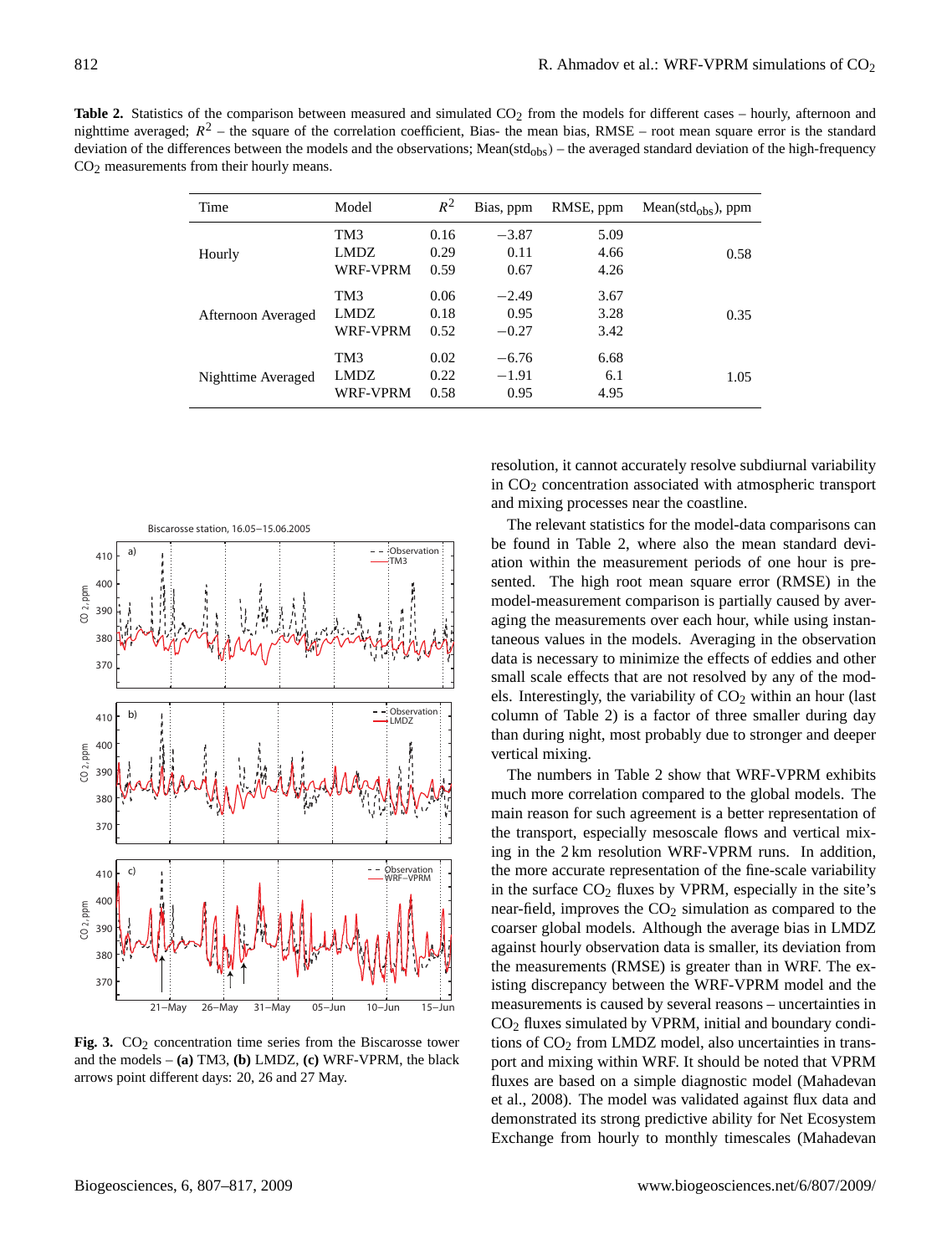**Table 2.** Statistics of the comparison between measured and simulated $CO_2$ from the models for different cases – hourly, afternoon and nighttime averaged; $R^2$ – the square of the correlation coefficient, Bias- the mean bias, RMSE – root mean square error is the standard deviation of the differences between the models and the observations; Mean(std$_{obs}$) – the averaged standard deviation of the high-frequency $CO_2$ measurements from their hourly means.

| Time | Model | $R^2$ | Bias, ppm | RMSE, ppm | Mean(std$_{obs}$), ppm |
|---|---|---|---|---|---|
| Hourly | TM3 | 0.16 | −3.87 | 5.09 | 0.58 |
| | LMDZ | 0.29 | 0.11 | 4.66 | |
| | WRF-VPRM | 0.59 | 0.67 | 4.26 | |
| Afternoon Averaged | TM3 | 0.06 | −2.49 | 3.67 | 0.35 |
| | LMDZ | 0.18 | 0.95 | 3.28 | |
| | WRF-VPRM | 0.52 | −0.27 | 3.42 | |
| Nighttime Averaged | TM3 | 0.02 | −6.76 | 6.68 | 1.05 |
| | LMDZ | 0.22 | −1.91 | 6.1 | |
| | WRF-VPRM | 0.58 | 0.95 | 4.95 | |

**Fig. 3.** $CO_2$ concentration time series from the Biscarosse tower and the models – **(a)** TM3, **(b)** LMDZ, **(c)** WRF-VPRM, the black arrows point different days: 20, 26 and 27 May.

resolution, it cannot accurately resolve subdiurnal variability in $CO_2$ concentration associated with atmospheric transport and mixing processes near the coastline.

The relevant statistics for the model-data comparisons can be found in Table 2, where also the mean standard deviation within the measurement periods of one hour is presented. The high root mean square error (RMSE) in the model-measurement comparison is partially caused by averaging the measurements over each hour, while using instantaneous values in the models. Averaging in the observation data is necessary to minimize the effects of eddies and other small scale effects that are not resolved by any of the models. Interestingly, the variability of $CO_2$ within an hour (last column of Table 2) is a factor of three smaller during day than during night, most probably due to stronger and deeper vertical mixing.

The numbers in Table 2 show that WRF-VPRM exhibits much more correlation compared to the global models. The main reason for such agreement is a better representation of the transport, especially mesoscale flows and vertical mixing in the 2 km resolution WRF-VPRM runs. In addition, the more accurate representation of the fine-scale variability in the surface $CO_2$ fluxes by VPRM, especially in the site's near-field, improves the $CO_2$ simulation as compared to the coarser global models. Although the average bias in LMDZ against hourly observation data is smaller, its deviation from the measurements (RMSE) is greater than in WRF. The existing discrepancy between the WRF-VPRM model and the measurements is caused by several reasons – uncertainties in $CO_2$ fluxes simulated by VPRM, initial and boundary conditions of $CO_2$ from LMDZ model, also uncertainties in transport and mixing within WRF. It should be noted that VPRM fluxes are based on a simple diagnostic model (Mahadevan et al., 2008). The model was validated against flux data and demonstrated its strong predictive ability for Net Ecosystem Exchange from hourly to monthly timescales (Mahadevan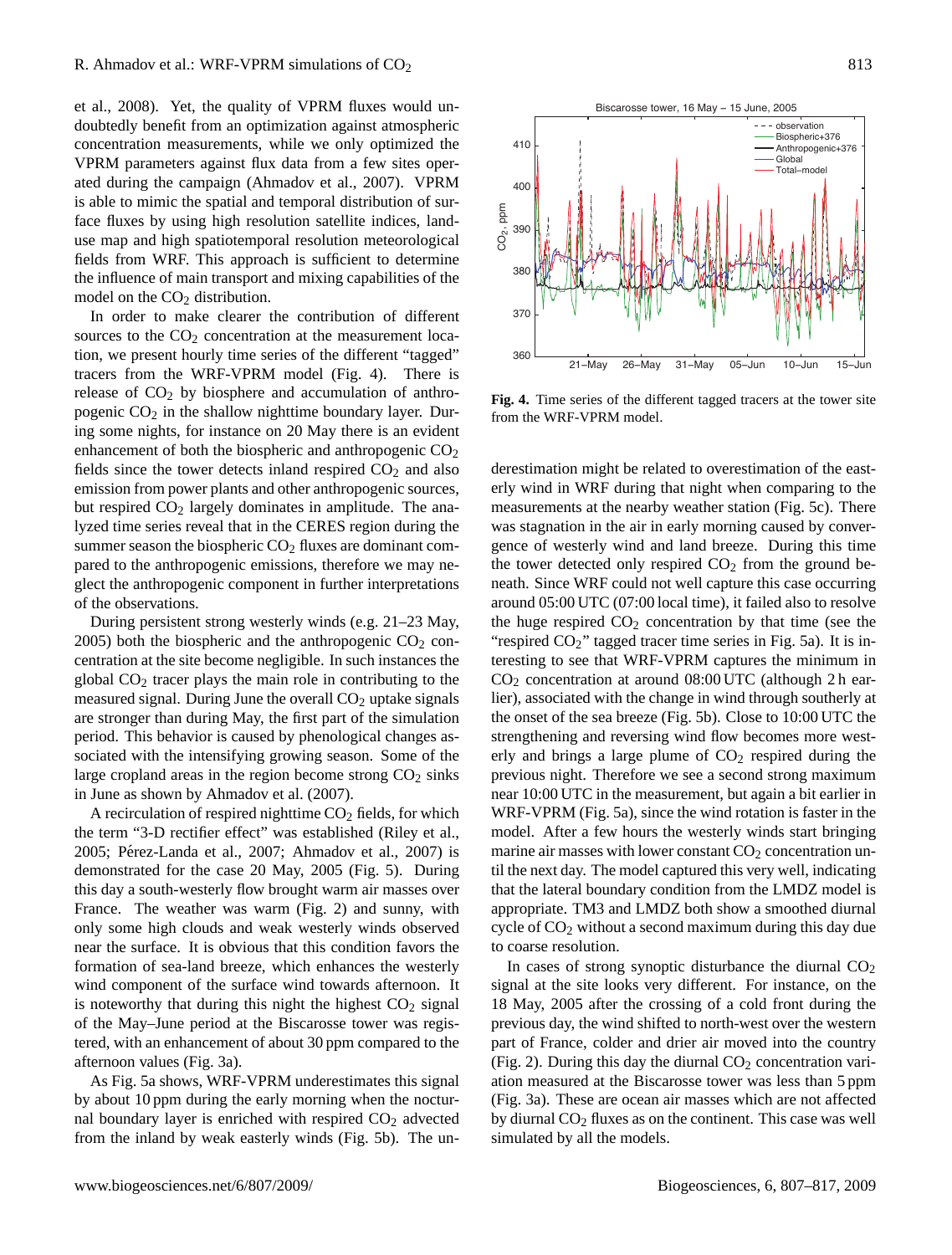et al., 2008). Yet, the quality of VPRM fluxes would undoubtedly benefit from an optimization against atmospheric concentration measurements, while we only optimized the VPRM parameters against flux data from a few sites operated during the campaign (Ahmadov et al., 2007). VPRM is able to mimic the spatial and temporal distribution of surface fluxes by using high resolution satellite indices, land-use map and high spatiotemporal resolution meteorological fields from WRF. This approach is sufficient to determine the influence of main transport and mixing capabilities of the model on the $CO_2$ distribution.

In order to make clearer the contribution of different sources to the $CO_2$ concentration at the measurement location, we present hourly time series of the different "tagged" tracers from the WRF-VPRM model (Fig. 4). There is release of $CO_2$ by biosphere and accumulation of anthropogenic $CO_2$ in the shallow nighttime boundary layer. During some nights, for instance on 20 May there is an evident enhancement of both the biospheric and anthropogenic $CO_2$ fields since the tower detects inland respired $CO_2$ and also emission from power plants and other anthropogenic sources, but respired $CO_2$ largely dominates in amplitude. The analyzed time series reveal that in the CERES region during the summer season the biospheric $CO_2$ fluxes are dominant compared to the anthropogenic emissions, therefore we may neglect the anthropogenic component in further interpretations of the observations.

During persistent strong westerly winds (e.g. 21–23 May, 2005) both the biospheric and the anthropogenic $CO_2$ concentration at the site become negligible. In such instances the global $CO_2$ tracer plays the main role in contributing to the measured signal. During June the overall $CO_2$ uptake signals are stronger than during May, the first part of the simulation period. This behavior is caused by phenological changes associated with the intensifying growing season. Some of the large cropland areas in the region become strong $CO_2$ sinks in June as shown by Ahmadov et al. (2007).

A recirculation of respired nighttime $CO_2$ fields, for which the term "3-D rectifier effect" was established (Riley et al., 2005; Pérez-Landa et al., 2007; Ahmadov et al., 2007) is demonstrated for the case 20 May, 2005 (Fig. 5). During this day a south-westerly flow brought warm air masses over France. The weather was warm (Fig. 2) and sunny, with only some high clouds and weak westerly winds observed near the surface. It is obvious that this condition favors the formation of sea-land breeze, which enhances the westerly wind component of the surface wind towards afternoon. It is noteworthy that during this night the highest $CO_2$ signal of the May–June period at the Biscarosse tower was registered, with an enhancement of about 30 ppm compared to the afternoon values (Fig. 3a).

As Fig. 5a shows, WRF-VPRM underestimates this signal by about 10 ppm during the early morning when the nocturnal boundary layer is enriched with respired $CO_2$ advected from the inland by weak easterly winds (Fig. 5b). The underestimation might be related to overestimation of the easterly wind in WRF during that night when comparing to the measurements at the nearby weather station (Fig. 5c). There was stagnation in the air in early morning caused by convergence of westerly wind and land breeze. During this time the tower detected only respired $CO_2$ from the ground beneath. Since WRF could not well capture this case occurring around 05:00 UTC (07:00 local time), it failed also to resolve the huge respired $CO_2$ concentration by that time (see the "respired $CO_2$" tagged tracer time series in Fig. 5a). It is interesting to see that WRF-VPRM captures the minimum in $CO_2$ concentration at around 08:00 UTC (although 2 h earlier), associated with the change in wind through southerly at the onset of the sea breeze (Fig. 5b). Close to 10:00 UTC the strengthening and reversing wind flow becomes more westerly and brings a large plume of $CO_2$ respired during the previous night. Therefore we see a second strong maximum near 10:00 UTC in the measurement, but again a bit earlier in WRF-VPRM (Fig. 5a), since the wind rotation is faster in the model. After a few hours the westerly winds start bringing marine air masses with lower constant $CO_2$ concentration until the next day. The model captured this very well, indicating that the lateral boundary condition from the LMDZ model is appropriate. TM3 and LMDZ both show a smoothed diurnal cycle of $CO_2$ without a second maximum during this day due to coarse resolution.

In cases of strong synoptic disturbance the diurnal $CO_2$ signal at the site looks very different. For instance, on the 18 May, 2005 after the crossing of a cold front during the previous day, the wind shifted to north-west over the western part of France, colder and drier air moved into the country (Fig. 2). During this day the diurnal $CO_2$ concentration variation measured at the Biscarosse tower was less than 5 ppm (Fig. 3a). These are ocean air masses which are not affected by diurnal $CO_2$ fluxes as on the continent. This case was well simulated by all the models.

**Fig. 4.** Time series of the different tagged tracers at the tower site from the WRF-VPRM model.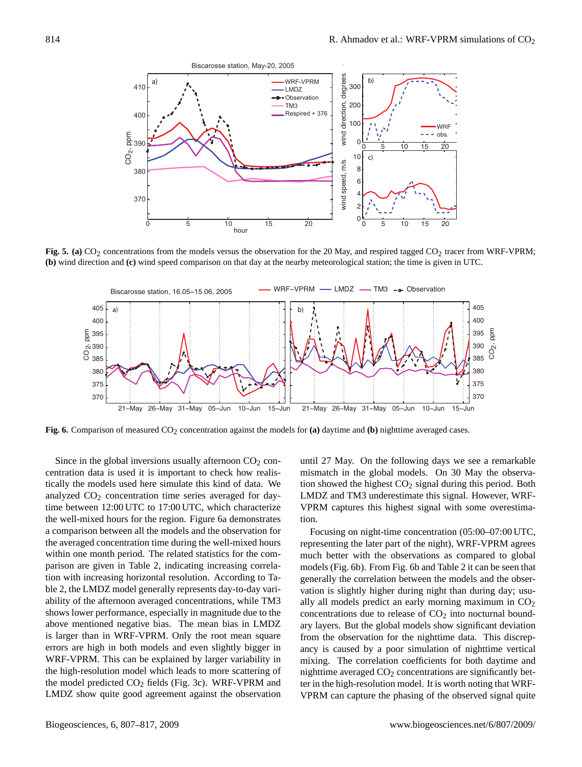**Fig. 5.** **(a)** $CO_2$ concentrations from the models versus the observation for the 20 May, and respired tagged $CO_2$ tracer from WRF-VPRM; **(b)** wind direction and **(c)** wind speed comparison on that day at the nearby meteorological station; the time is given in UTC.

**Fig. 6.** Comparison of measured $CO_2$ concentration against the models for **(a)** daytime and **(b)** nighttime averaged cases.

Since in the global inversions usually afternoon $CO_2$ concentration data is used it is important to check how realistically the models used here simulate this kind of data. We analyzed $CO_2$ concentration time series averaged for daytime between 12:00 UTC to 17:00 UTC, which characterize the well-mixed hours for the region. Figure 6a demonstrates a comparison between all the models and the observation for the averaged concentration time during the well-mixed hours within one month period. The related statistics for the comparison are given in Table 2, indicating increasing correlation with increasing horizontal resolution. According to Table 2, the LMDZ model generally represents day-to-day variability of the afternoon averaged concentrations, while TM3 shows lower performance, especially in magnitude due to the above mentioned negative bias. The mean bias in LMDZ is larger than in WRF-VPRM. Only the root mean square errors are high in both models and even slightly bigger in WRF-VPRM. This can be explained by larger variability in the high-resolution model which leads to more scattering of the model predicted $CO_2$ fields (Fig. 3c). WRF-VPRM and LMDZ show quite good agreement against the observation until 27 May. On the following days we see a remarkable mismatch in the global models. On 30 May the observation showed the highest $CO_2$ signal during this period. Both LMDZ and TM3 underestimate this signal. However, WRF-VPRM captures this highest signal with some overestimation.

Focusing on night-time concentration (05:00–07:00 UTC, representing the later part of the night), WRF-VPRM agrees much better with the observations as compared to global models (Fig. 6b). From Fig. 6b and Table 2 it can be seen that generally the correlation between the models and the observation is slightly higher during night than during day; usually all models predict an early morning maximum in $CO_2$ concentrations due to release of $CO_2$ into nocturnal boundary layers. But the global models show significant deviation from the observation for the nighttime data. This discrepancy is caused by a poor simulation of nighttime vertical mixing. The correlation coefficients for both daytime and nighttime averaged $CO_2$ concentrations are significantly better in the high-resolution model. It is worth noting that WRF-VPRM can capture the phasing of the observed signal quite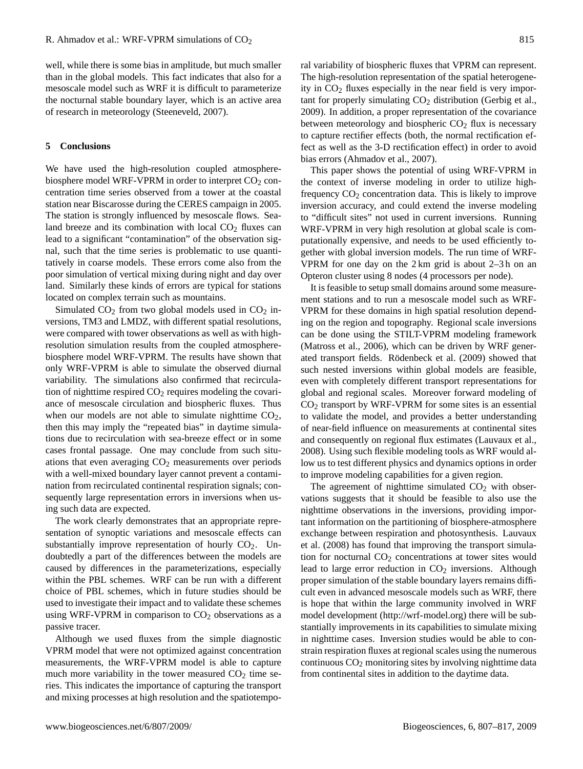well, while there is some bias in amplitude, but much smaller than in the global models. This fact indicates that also for a mesoscale model such as WRF it is difficult to parameterize the nocturnal stable boundary layer, which is an active area of research in meteorology (Steeneveld, 2007).

## 5 Conclusions

We have used the high-resolution coupled atmosphere-biosphere model WRF-VPRM in order to interpret $CO_2$ concentration time series observed from a tower at the coastal station near Biscarosse during the CERES campaign in 2005. The station is strongly influenced by mesoscale flows. Sea-land breeze and its combination with local $CO_2$ fluxes can lead to a significant "contamination" of the observation signal, such that the time series is problematic to use quantitatively in coarse models. These errors come also from the poor simulation of vertical mixing during night and day over land. Similarly these kinds of errors are typical for stations located on complex terrain such as mountains.

Simulated $CO_2$ from two global models used in $CO_2$ inversions, TM3 and LMDZ, with different spatial resolutions, were compared with tower observations as well as with high-resolution simulation results from the coupled atmosphere-biosphere model WRF-VPRM. The results have shown that only WRF-VPRM is able to simulate the observed diurnal variability. The simulations also confirmed that recirculation of nighttime respired $CO_2$ requires modeling the covariance of mesoscale circulation and biospheric fluxes. Thus when our models are not able to simulate nighttime $CO_2$, then this may imply the "repeated bias" in daytime simulations due to recirculation with sea-breeze effect or in some cases frontal passage. One may conclude from such situations that even averaging $CO_2$ measurements over periods with a well-mixed boundary layer cannot prevent a contamination from recirculated continental respiration signals; consequently large representation errors in inversions when using such data are expected.

The work clearly demonstrates that an appropriate representation of synoptic variations and mesoscale effects can substantially improve representation of hourly $CO_2$. Undoubtedly a part of the differences between the models are caused by differences in the parameterizations, especially within the PBL schemes. WRF can be run with a different choice of PBL schemes, which in future studies should be used to investigate their impact and to validate these schemes using WRF-VPRM in comparison to $CO_2$ observations as a passive tracer.

Although we used fluxes from the simple diagnostic VPRM model that were not optimized against concentration measurements, the WRF-VPRM model is able to capture much more variability in the tower measured $CO_2$ time series. This indicates the importance of capturing the transport and mixing processes at high resolution and the spatiotemporal variability of biospheric fluxes that VPRM can represent. The high-resolution representation of the spatial heterogeneity in $CO_2$ fluxes especially in the near field is very important for properly simulating $CO_2$ distribution (Gerbig et al., 2009). In addition, a proper representation of the covariance between meteorology and biospheric $CO_2$ flux is necessary to capture rectifier effects (both, the normal rectification effect as well as the 3-D rectification effect) in order to avoid bias errors (Ahmadov et al., 2007).

This paper shows the potential of using WRF-VPRM in the context of inverse modeling in order to utilize high-frequency $CO_2$ concentration data. This is likely to improve inversion accuracy, and could extend the inverse modeling to "difficult sites" not used in current inversions. Running WRF-VPRM in very high resolution at global scale is computationally expensive, and needs to be used efficiently together with global inversion models. The run time of WRF-VPRM for one day on the 2 km grid is about 2–3 h on an Opteron cluster using 8 nodes (4 processors per node).

It is feasible to setup small domains around some measurement stations and to run a mesoscale model such as WRF-VPRM for these domains in high spatial resolution depending on the region and topography. Regional scale inversions can be done using the STILT-VPRM modeling framework (Matross et al., 2006), which can be driven by WRF generated transport fields. Rödenbeck et al. (2009) showed that such nested inversions within global models are feasible, even with completely different transport representations for global and regional scales. Moreover forward modeling of $CO_2$ transport by WRF-VPRM for some sites is an essential to validate the model, and provides a better understanding of near-field influence on measurements at continental sites and consequently on regional flux estimates (Lauvaux et al., 2008). Using such flexible modeling tools as WRF would allow us to test different physics and dynamics options in order to improve modeling capabilities for a given region.

The agreement of nighttime simulated $CO_2$ with observations suggests that it should be feasible to also use the nighttime observations in the inversions, providing important information on the partitioning of biosphere-atmosphere exchange between respiration and photosynthesis. Lauvaux et al. (2008) has found that improving the transport simulation for nocturnal $CO_2$ concentrations at tower sites would lead to large error reduction in $CO_2$ inversions. Although proper simulation of the stable boundary layers remains difficult even in advanced mesoscale models such as WRF, there is hope that within the large community involved in WRF model development (http://wrf-model.org) there will be substantially improvements in its capabilities to simulate mixing in nighttime cases. Inversion studies would be able to constrain respiration fluxes at regional scales using the numerous continuous $CO_2$ monitoring sites by involving nighttime data from continental sites in addition to the daytime data.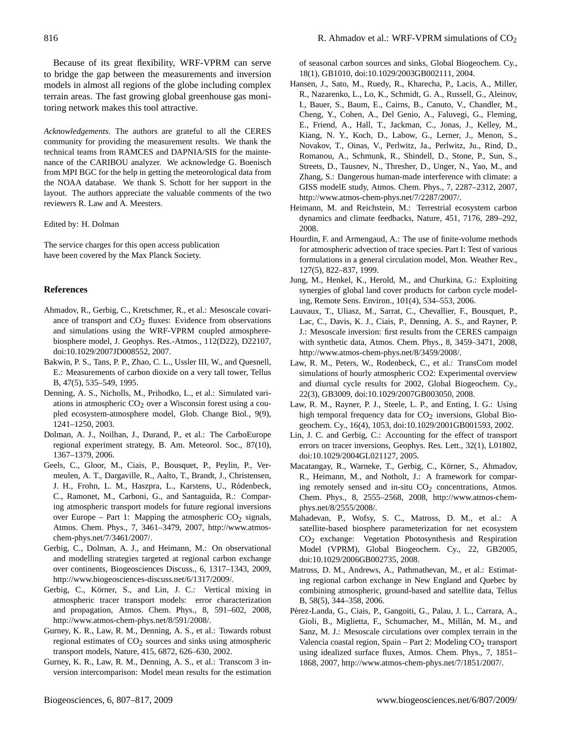Because of its great flexibility, WRF-VPRM can serve to bridge the gap between the measurements and inversion models in almost all regions of the globe including complex terrain areas. The fast growing global greenhouse gas monitoring network makes this tool attractive.

*Acknowledgements.* The authors are grateful to all the CERES community for providing the measurement results. We thank the technical teams from RAMCES and DAPNIA/SIS for the maintenance of the CARIBOU analyzer. We acknowledge G. Boenisch from MPI BGC for the help in getting the meteorological data from the NOAA database. We thank S. Schott for her support in the layout. The authors appreciate the valuable comments of the two reviewers R. Law and A. Meesters.

Edited by: H. Dolman

The service charges for this open access publication have been covered by the Max Planck Society.

## References

Ahmadov, R., Gerbig, C., Kretschmer, R., et al.: Mesoscale covariance of transport and $CO_2$ fluxes: Evidence from observations and simulations using the WRF-VPRM coupled atmosphere-biosphere model, J. Geophys. Res.-Atmos., 112(D22), D22107, doi:10.1029/2007JD008552, 2007.

Bakwin, P. S., Tans, P. P., Zhao, C. L., Ussler III, W., and Quesnell, E.: Measurements of carbon dioxide on a very tall tower, Tellus B, 47(5), 535–549, 1995.

Denning, A. S., Nicholls, M., Prihodko, L., et al.: Simulated variations in atmospheric $CO_2$ over a Wisconsin forest using a coupled ecosystem-atmosphere model, Glob. Change Biol., 9(9), 1241–1250, 2003.

Dolman, A. J., Noilhan, J., Durand, P., et al.: The CarboEurope regional experiment strategy, B. Am. Meteorol. Soc., 87(10), 1367–1379, 2006.

Geels, C., Gloor, M., Ciais, P., Bousquet, P., Peylin, P., Vermeulen, A. T., Dargaville, R., Aalto, T., Brandt, J., Christensen, J. H., Frohn, L. M., Haszpra, L., Karstens, U., Ródenbeck, C., Ramonet, M., Carboni, G., and Santaguida, R.: Comparing atmospheric transport models for future regional inversions over Europe – Part 1: Mapping the atmospheric $CO_2$ signals, Atmos. Chem. Phys., 7, 3461–3479, 2007, http://www.atmos-chem-phys.net/7/3461/2007/.

Gerbig, C., Dolman, A. J., and Heimann, M.: On observational and modelling strategies targeted at regional carbon exchange over continents, Biogeosciences Discuss., 6, 1317–1343, 2009, http://www.biogeosciences-discuss.net/6/1317/2009/.

Gerbig, C., Körner, S., and Lin, J. C.: Vertical mixing in atmospheric tracer transport models: error characterization and propagation, Atmos. Chem. Phys., 8, 591–602, 2008, http://www.atmos-chem-phys.net/8/591/2008/.

Gurney, K. R., Law, R. M., Denning, A. S., et al.: Towards robust regional estimates of $CO_2$ sources and sinks using atmospheric transport models, Nature, 415, 6872, 626–630, 2002.

Gurney, K. R., Law, R. M., Denning, A. S., et al.: Transcom 3 inversion intercomparison: Model mean results for the estimation of seasonal carbon sources and sinks, Global Biogeochem. Cy., 18(1), GB1010, doi:10.1029/2003GB002111, 2004.

Hansen, J., Sato, M., Ruedy, R., Kharecha, P., Lacis, A., Miller, R., Nazarenko, L., Lo, K., Schmidt, G. A., Russell, G., Aleinov, I., Bauer, S., Baum, E., Cairns, B., Canuto, V., Chandler, M., Cheng, Y., Cohen, A., Del Genio, A., Faluvegi, G., Fleming, E., Friend, A., Hall, T., Jackman, C., Jonas, J., Kelley, M., Kiang, N. Y., Koch, D., Labow, G., Lerner, J., Menon, S., Novakov, T., Oinas, V., Perlwitz, Ja., Perlwitz, Ju., Rind, D., Romanou, A., Schmunk, R., Shindell, D., Stone, P., Sun, S., Streets, D., Tausnev, N., Thresher, D., Unger, N., Yao, M., and Zhang, S.: Dangerous human-made interference with climate: a GISS modelE study, Atmos. Chem. Phys., 7, 2287–2312, 2007, http://www.atmos-chem-phys.net/7/2287/2007/.

Heimann, M. and Reichstein, M.: Terrestrial ecosystem carbon dynamics and climate feedbacks, Nature, 451, 7176, 289–292, 2008.

Hourdin, F. and Armengaud, A.: The use of finite-volume methods for atmospheric advection of trace species. Part I: Test of various formulations in a general circulation model, Mon. Weather Rev., 127(5), 822–837, 1999.

Jung, M., Henkel, K., Herold, M., and Churkina, G.: Exploiting synergies of global land cover products for carbon cycle modeling, Remote Sens. Environ., 101(4), 534–553, 2006.

Lauvaux, T., Uliasz, M., Sarrat, C., Chevallier, F., Bousquet, P., Lac, C., Davis, K. J., Ciais, P., Denning, A. S., and Rayner, P. J.: Mesoscale inversion: first results from the CERES campaign with synthetic data, Atmos. Chem. Phys., 8, 3459–3471, 2008, http://www.atmos-chem-phys.net/8/3459/2008/.

Law, R. M., Peters, W., Rodenbeck, C., et al.: TransCom model simulations of hourly atmospheric CO2: Experimental overview and diurnal cycle results for 2002, Global Biogeochem. Cy., 22(3), GB3009, doi:10.1029/2007GB003050, 2008.

Law, R. M., Rayner, P. J., Steele, L. P., and Enting, I. G.: Using high temporal frequency data for $CO_2$ inversions, Global Biogeochem. Cy., 16(4), 1053, doi:10.1029/2001GB001593, 2002.

Lin, J. C. and Gerbig, C.: Accounting for the effect of transport errors on tracer inversions, Geophys. Res. Lett., 32(1), L01802, doi:10.1029/2004GL021127, 2005.

Macatangay, R., Warneke, T., Gerbig, C., Körner, S., Ahmadov, R., Heimann, M., and Notholt, J.: A framework for comparing remotely sensed and in-situ $CO_2$ concentrations, Atmos. Chem. Phys., 8, 2555–2568, 2008, http://www.atmos-chem-phys.net/8/2555/2008/.

Mahadevan, P., Wofsy, S. C., Matross, D. M., et al.: A satellite-based biosphere parameterization for net ecosystem $CO_2$ exchange: Vegetation Photosynthesis and Respiration Model (VPRM), Global Biogeochem. Cy., 22, GB2005, doi:10.1029/2006GB002735, 2008.

Matross, D. M., Andrews, A., Pathmathevan, M., et al.: Estimating regional carbon exchange in New England and Quebec by combining atmospheric, ground-based and satellite data, Tellus B, 58(5), 344–358, 2006.

Pérez-Landa, G., Ciais, P., Gangoiti, G., Palau, J. L., Carrara, A., Gioli, B., Miglietta, F., Schumacher, M., Millán, M. M., and Sanz, M. J.: Mesoscale circulations over complex terrain in the Valencia coastal region, Spain – Part 2: Modeling $CO_2$ transport using idealized surface fluxes, Atmos. Chem. Phys., 7, 1851–1868, 2007, http://www.atmos-chem-phys.net/7/1851/2007/.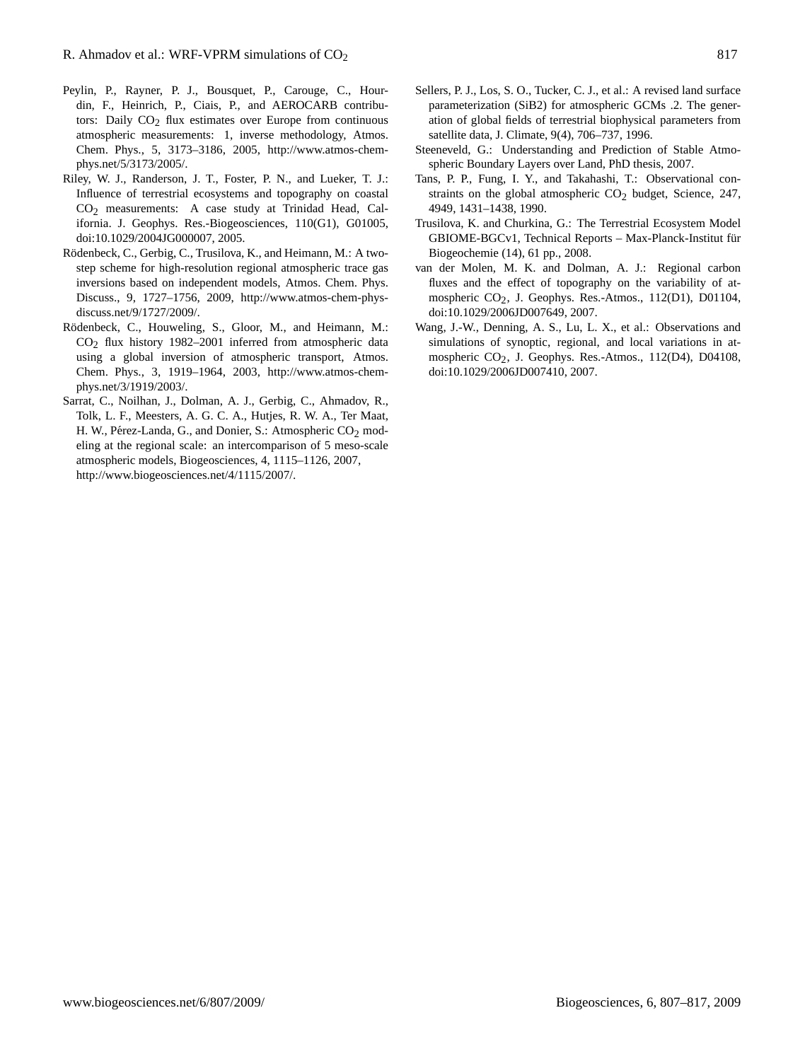Peylin, P., Rayner, P. J., Bousquet, P., Carouge, C., Hourdin, F., Heinrich, P., Ciais, P., and AEROCARB contributors: Daily $CO_2$ flux estimates over Europe from continuous atmospheric measurements: 1, inverse methodology, Atmos. Chem. Phys., 5, 3173–3186, 2005, http://www.atmos-chem-phys.net/5/3173/2005/.

Riley, W. J., Randerson, J. T., Foster, P. N., and Lueker, T. J.: Influence of terrestrial ecosystems and topography on coastal $CO_2$ measurements: A case study at Trinidad Head, California. J. Geophys. Res.-Biogeosciences, 110(G1), G01005, doi:10.1029/2004JG000007, 2005.

Rödenbeck, C., Gerbig, C., Trusilova, K., and Heimann, M.: A two-step scheme for high-resolution regional atmospheric trace gas inversions based on independent models, Atmos. Chem. Phys. Discuss., 9, 1727–1756, 2009, http://www.atmos-chem-phys-discuss.net/9/1727/2009/.

Rödenbeck, C., Houweling, S., Gloor, M., and Heimann, M.: $CO_2$ flux history 1982–2001 inferred from atmospheric data using a global inversion of atmospheric transport, Atmos. Chem. Phys., 3, 1919–1964, 2003, http://www.atmos-chem-phys.net/3/1919/2003/.

Sarrat, C., Noilhan, J., Dolman, A. J., Gerbig, C., Ahmadov, R., Tolk, L. F., Meesters, A. G. C. A., Hutjes, R. W. A., Ter Maat, H. W., Pérez-Landa, G., and Donier, S.: Atmospheric $CO_2$ modeling at the regional scale: an intercomparison of 5 meso-scale atmospheric models, Biogeosciences, 4, 1115–1126, 2007, http://www.biogeosciences.net/4/1115/2007/.

Sellers, P. J., Los, S. O., Tucker, C. J., et al.: A revised land surface parameterization (SiB2) for atmospheric GCMs .2. The generation of global fields of terrestrial biophysical parameters from satellite data, J. Climate, 9(4), 706–737, 1996.

Steeneveld, G.: Understanding and Prediction of Stable Atmospheric Boundary Layers over Land, PhD thesis, 2007.

Tans, P. P., Fung, I. Y., and Takahashi, T.: Observational constraints on the global atmospheric $CO_2$ budget, Science, 247, 4949, 1431–1438, 1990.

Trusilova, K. and Churkina, G.: The Terrestrial Ecosystem Model GBIOME-BGCv1, Technical Reports – Max-Planck-Institut für Biogeochemie (14), 61 pp., 2008.

van der Molen, M. K. and Dolman, A. J.: Regional carbon fluxes and the effect of topography on the variability of atmospheric $CO_2$, J. Geophys. Res.-Atmos., 112(D1), D01104, doi:10.1029/2006JD007649, 2007.

Wang, J.-W., Denning, A. S., Lu, L. X., et al.: Observations and simulations of synoptic, regional, and local variations in atmospheric $CO_2$, J. Geophys. Res.-Atmos., 112(D4), D04108, doi:10.1029/2006JD007410, 2007.